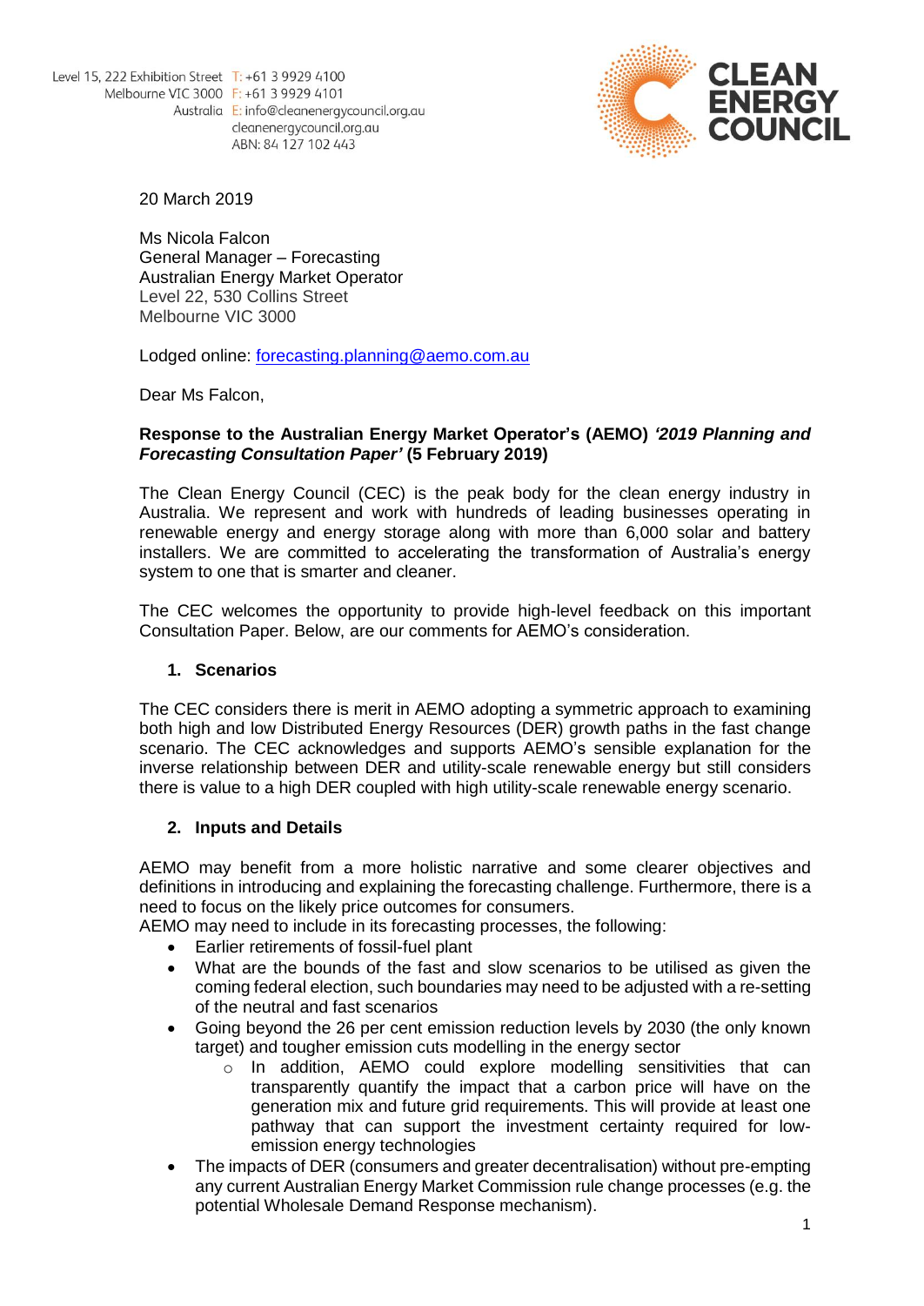Level 15, 222 Exhibition Street
Melbourne VIC 3000
Australia

T: +61 3 9929 4100
F: +61 3 9929 4101
E: info@cleanenergycouncil.org.au
cleanenergycouncil.org.au
ABN: 84 127 102 443

CLEAN ENERGY COUNCIL

20 March 2019

Ms Nicola Falcon
General Manager – Forecasting
Australian Energy Market Operator
Level 22, 530 Collins Street
Melbourne VIC 3000

Lodged online: forecasting.planning@aemo.com.au

Dear Ms Falcon,

**Response to the Australian Energy Market Operator's (AEMO) *'2019 Planning and Forecasting Consultation Paper'* (5 February 2019)**

The Clean Energy Council (CEC) is the peak body for the clean energy industry in Australia. We represent and work with hundreds of leading businesses operating in renewable energy and energy storage along with more than 6,000 solar and battery installers. We are committed to accelerating the transformation of Australia's energy system to one that is smarter and cleaner.

The CEC welcomes the opportunity to provide high-level feedback on this important Consultation Paper. Below, are our comments for AEMO's consideration.

## 1. Scenarios

The CEC considers there is merit in AEMO adopting a symmetric approach to examining both high and low Distributed Energy Resources (DER) growth paths in the fast change scenario. The CEC acknowledges and supports AEMO's sensible explanation for the inverse relationship between DER and utility-scale renewable energy but still considers there is value to a high DER coupled with high utility-scale renewable energy scenario.

## 2. Inputs and Details

AEMO may benefit from a more holistic narrative and some clearer objectives and definitions in introducing and explaining the forecasting challenge. Furthermore, there is a need to focus on the likely price outcomes for consumers.
AEMO may need to include in its forecasting processes, the following:

- Earlier retirements of fossil-fuel plant
- What are the bounds of the fast and slow scenarios to be utilised as given the coming federal election, such boundaries may need to be adjusted with a re-setting of the neutral and fast scenarios
- Going beyond the 26 per cent emission reduction levels by 2030 (the only known target) and tougher emission cuts modelling in the energy sector
  - In addition, AEMO could explore modelling sensitivities that can transparently quantify the impact that a carbon price will have on the generation mix and future grid requirements. This will provide at least one pathway that can support the investment certainty required for low-emission energy technologies
- The impacts of DER (consumers and greater decentralisation) without pre-empting any current Australian Energy Market Commission rule change processes (e.g. the potential Wholesale Demand Response mechanism).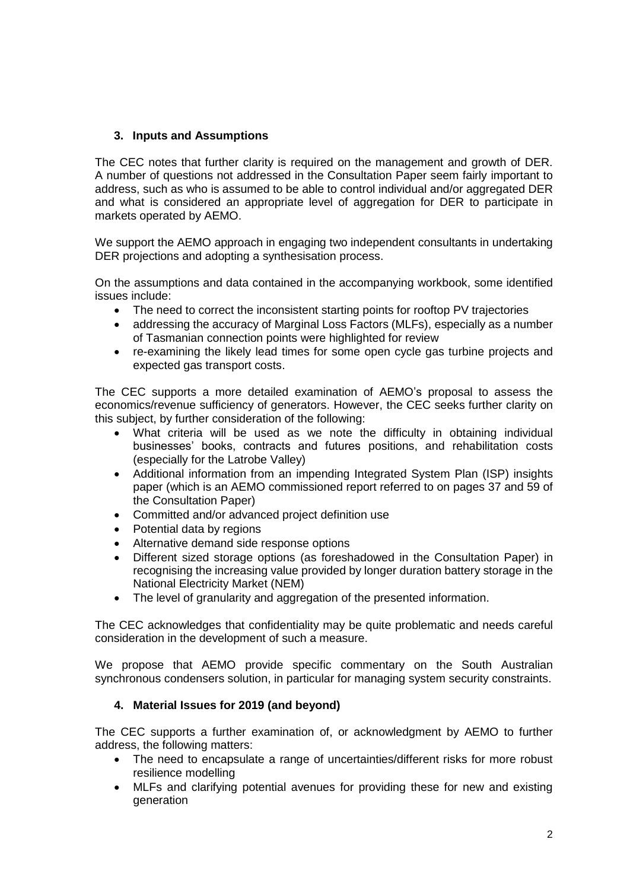### 3. Inputs and Assumptions

The CEC notes that further clarity is required on the management and growth of DER. A number of questions not addressed in the Consultation Paper seem fairly important to address, such as who is assumed to be able to control individual and/or aggregated DER and what is considered an appropriate level of aggregation for DER to participate in markets operated by AEMO.

We support the AEMO approach in engaging two independent consultants in undertaking DER projections and adopting a synthesisation process.

On the assumptions and data contained in the accompanying workbook, some identified issues include:

- The need to correct the inconsistent starting points for rooftop PV trajectories
- addressing the accuracy of Marginal Loss Factors (MLFs), especially as a number of Tasmanian connection points were highlighted for review
- re-examining the likely lead times for some open cycle gas turbine projects and expected gas transport costs.

The CEC supports a more detailed examination of AEMO's proposal to assess the economics/revenue sufficiency of generators. However, the CEC seeks further clarity on this subject, by further consideration of the following:

- What criteria will be used as we note the difficulty in obtaining individual businesses' books, contracts and futures positions, and rehabilitation costs (especially for the Latrobe Valley)
- Additional information from an impending Integrated System Plan (ISP) insights paper (which is an AEMO commissioned report referred to on pages 37 and 59 of the Consultation Paper)
- Committed and/or advanced project definition use
- Potential data by regions
- Alternative demand side response options
- Different sized storage options (as foreshadowed in the Consultation Paper) in recognising the increasing value provided by longer duration battery storage in the National Electricity Market (NEM)
- The level of granularity and aggregation of the presented information.

The CEC acknowledges that confidentiality may be quite problematic and needs careful consideration in the development of such a measure.

We propose that AEMO provide specific commentary on the South Australian synchronous condensers solution, in particular for managing system security constraints.

### 4. Material Issues for 2019 (and beyond)

The CEC supports a further examination of, or acknowledgment by AEMO to further address, the following matters:

- The need to encapsulate a range of uncertainties/different risks for more robust resilience modelling
- MLFs and clarifying potential avenues for providing these for new and existing generation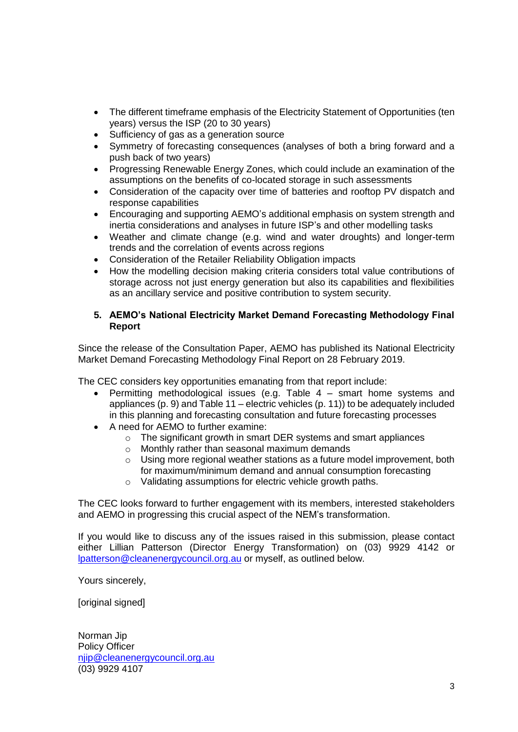- The different timeframe emphasis of the Electricity Statement of Opportunities (ten years) versus the ISP (20 to 30 years)
- Sufficiency of gas as a generation source
- Symmetry of forecasting consequences (analyses of both a bring forward and a push back of two years)
- Progressing Renewable Energy Zones, which could include an examination of the assumptions on the benefits of co-located storage in such assessments
- Consideration of the capacity over time of batteries and rooftop PV dispatch and response capabilities
- Encouraging and supporting AEMO's additional emphasis on system strength and inertia considerations and analyses in future ISP's and other modelling tasks
- Weather and climate change (e.g. wind and water droughts) and longer-term trends and the correlation of events across regions
- Consideration of the Retailer Reliability Obligation impacts
- How the modelling decision making criteria considers total value contributions of storage across not just energy generation but also its capabilities and flexibilities as an ancillary service and positive contribution to system security.

**5. AEMO's National Electricity Market Demand Forecasting Methodology Final Report**

Since the release of the Consultation Paper, AEMO has published its National Electricity Market Demand Forecasting Methodology Final Report on 28 February 2019.

The CEC considers key opportunities emanating from that report include:

- Permitting methodological issues (e.g. Table 4 – smart home systems and appliances (p. 9) and Table 11 – electric vehicles (p. 11)) to be adequately included in this planning and forecasting consultation and future forecasting processes
- A need for AEMO to further examine:
  - The significant growth in smart DER systems and smart appliances
  - Monthly rather than seasonal maximum demands
  - Using more regional weather stations as a future model improvement, both for maximum/minimum demand and annual consumption forecasting
  - Validating assumptions for electric vehicle growth paths.

The CEC looks forward to further engagement with its members, interested stakeholders and AEMO in progressing this crucial aspect of the NEM's transformation.

If you would like to discuss any of the issues raised in this submission, please contact either Lillian Patterson (Director Energy Transformation) on (03) 9929 4142 or lpatterson@cleanenergycouncil.org.au or myself, as outlined below.

Yours sincerely,

[original signed]

Norman Jip
Policy Officer
njip@cleanenergycouncil.org.au
(03) 9929 4107